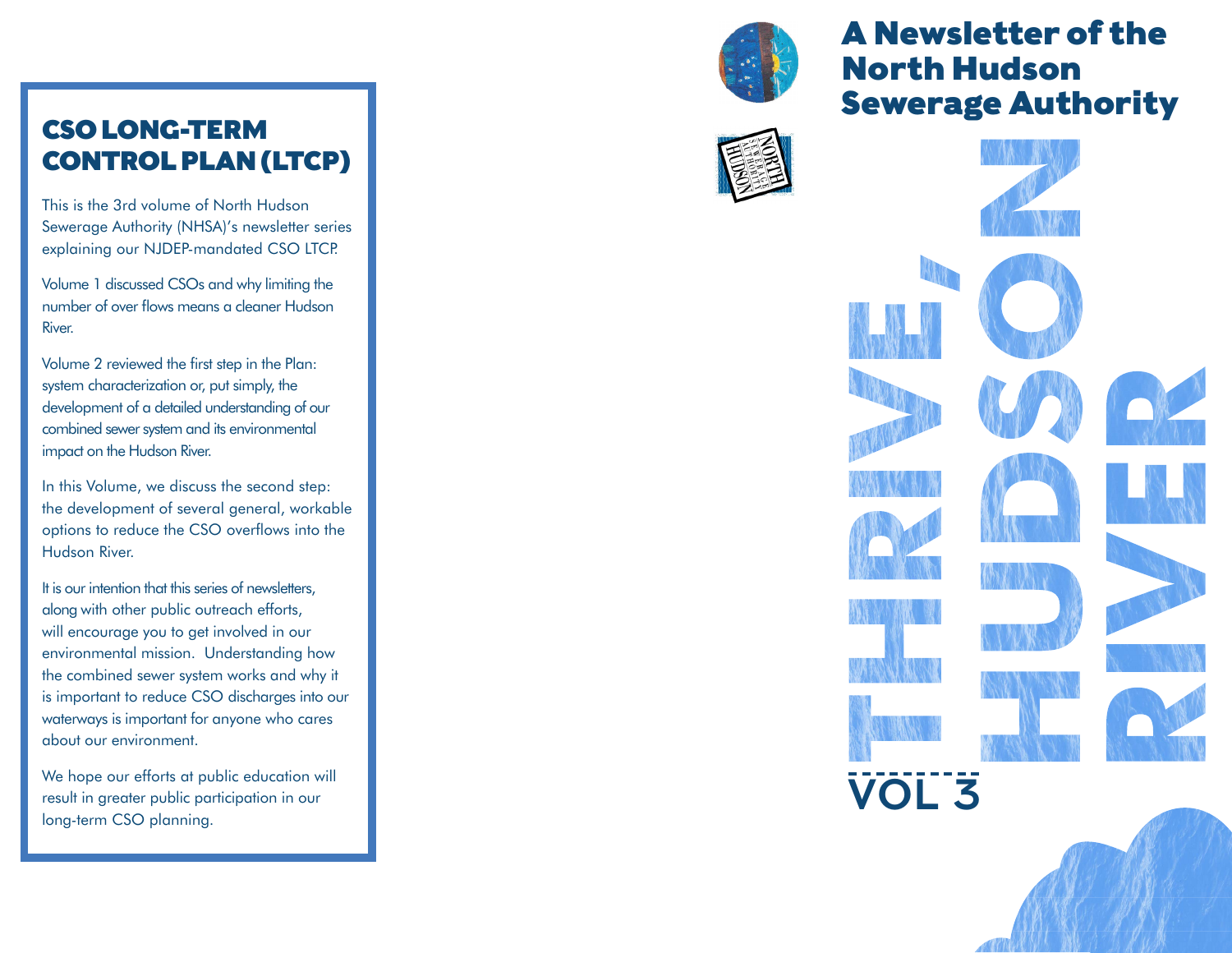## CSO LONG-TERM CONTROL PLAN (LTCP)

This is the 3rd volume of North Hudson Sewerage Authority (NHSA)'s newsletter series explaining our NJDEP-mandated CSO LTCP.

Volume 1 discussed CSOs and why limiting the number of over flows means a cleaner Hudson River.

Volume 2 reviewed the first step in the Plan: system characterization or, put simply, the development of a detailed understanding of our combined sewer system and its environmental impact on the Hudson River.

In this Volume, we discuss the second step: the development of several general, workable options to reduce the CSO overflows into the Hudson River.

It is our intention that this series of newsletters, along with other public outreach efforts, will encourage you to get involved in our environmental mission. Understanding how the combined sewer system works and why it is important to reduce CSO discharges into our waterways is important for anyone who cares about our environment.

We hope our efforts at public education will result in greater public participation in our long-term CSO planning.

# A Newsletter of the North Hudson Sewerage Authority

NORTH HUDSON SEWERAGE AUTHORITY

# THRIVE, HUDSON RIVER

VOL 3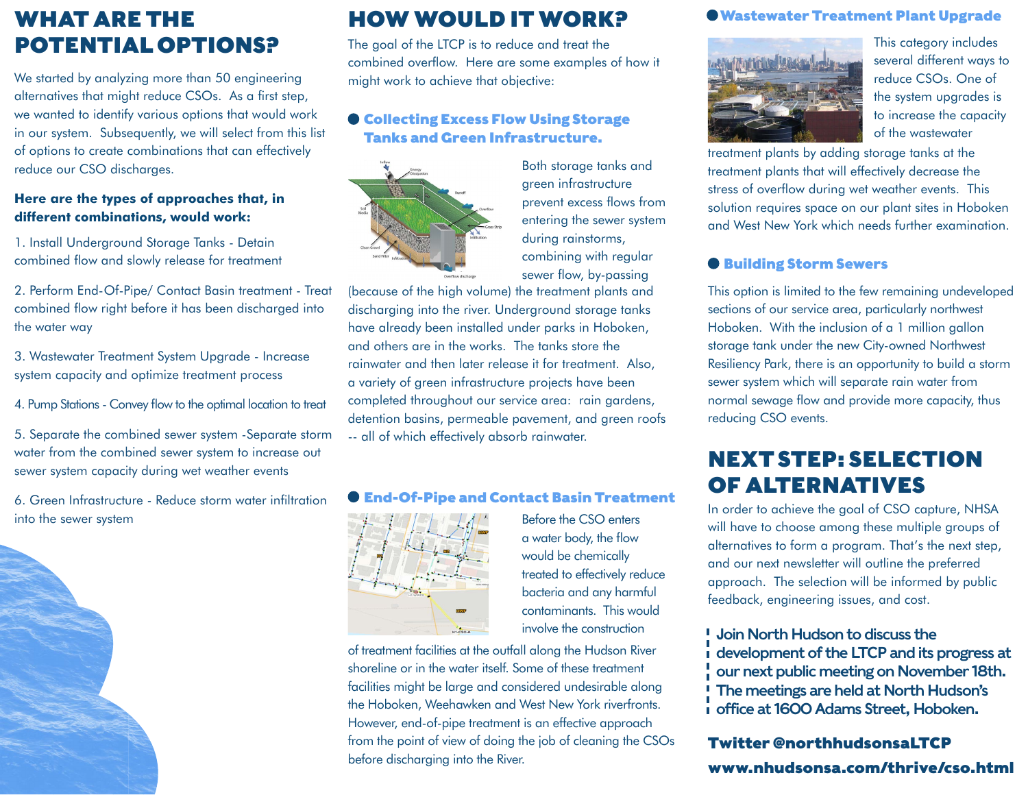# WHAT ARE THE POTENTIAL OPTIONS?

We started by analyzing more than 50 engineering alternatives that might reduce CSOs. As a first step, we wanted to identify various options that would work in our system. Subsequently, we will select from this list of options to create combinations that can effectively reduce our CSO discharges.

**Here are the types of approaches that, in different combinations, would work:**

1. Install Underground Storage Tanks - Detain combined flow and slowly release for treatment

2. Perform End-Of-Pipe/ Contact Basin treatment - Treat combined flow right before it has been discharged into the water way

3. Wastewater Treatment System Upgrade - Increase system capacity and optimize treatment process

4. Pump Stations - Convey flow to the optimal location to treat

5. Separate the combined sewer system -Separate storm water from the combined sewer system to increase out sewer system capacity during wet weather events

6. Green Infrastructure - Reduce storm water infiltration into the sewer system

# HOW WOULD IT WORK?

The goal of the LTCP is to reduce and treat the combined overflow. Here are some examples of how it might work to achieve that objective:

### Collecting Excess Flow Using Storage Tanks and Green Infrastructure.

Both storage tanks and green infrastructure prevent excess flows from entering the sewer system during rainstorms, combining with regular sewer flow, by-passing (because of the high volume) the treatment plants and discharging into the river. Underground storage tanks have already been installed under parks in Hoboken, and others are in the works. The tanks store the rainwater and then later release it for treatment. Also, a variety of green infrastructure projects have been completed throughout our service area: rain gardens, detention basins, permeable pavement, and green roofs -- all of which effectively absorb rainwater.

### End-Of-Pipe and Contact Basin Treatment

Before the CSO enters a water body, the flow would be chemically treated to effectively reduce bacteria and any harmful contaminants. This would involve the construction of treatment facilities at the outfall along the Hudson River shoreline or in the water itself. Some of these treatment facilities might be large and considered undesirable along the Hoboken, Weehawken and West New York riverfronts. However, end-of-pipe treatment is an effective approach from the point of view of doing the job of cleaning the CSOs before discharging into the River.

### Wastewater Treatment Plant Upgrade

This category includes several different ways to reduce CSOs. One of the system upgrades is to increase the capacity of the wastewater treatment plants by adding storage tanks at the treatment plants that will effectively decrease the stress of overflow during wet weather events. This solution requires space on our plant sites in Hoboken and West New York which needs further examination.

### Building Storm Sewers

This option is limited to the few remaining undeveloped sections of our service area, particularly northwest Hoboken. With the inclusion of a 1 million gallon storage tank under the new City-owned Northwest Resiliency Park, there is an opportunity to build a storm sewer system which will separate rain water from normal sewage flow and provide more capacity, thus reducing CSO events.

# NEXT STEP: SELECTION OF ALTERNATIVES

In order to achieve the goal of CSO capture, NHSA will have to choose among these multiple groups of alternatives to form a program. That's the next step, and our next newsletter will outline the preferred approach. The selection will be informed by public feedback, engineering issues, and cost.

**Join North Hudson to discuss the development of the LTCP and its progress at our next public meeting on November 18th. The meetings are held at North Hudson's office at 1600 Adams Street, Hoboken.**

**Twitter @northhudsonsaLTCP**

**www.nhudsonsa.com/thrive/cso.html**